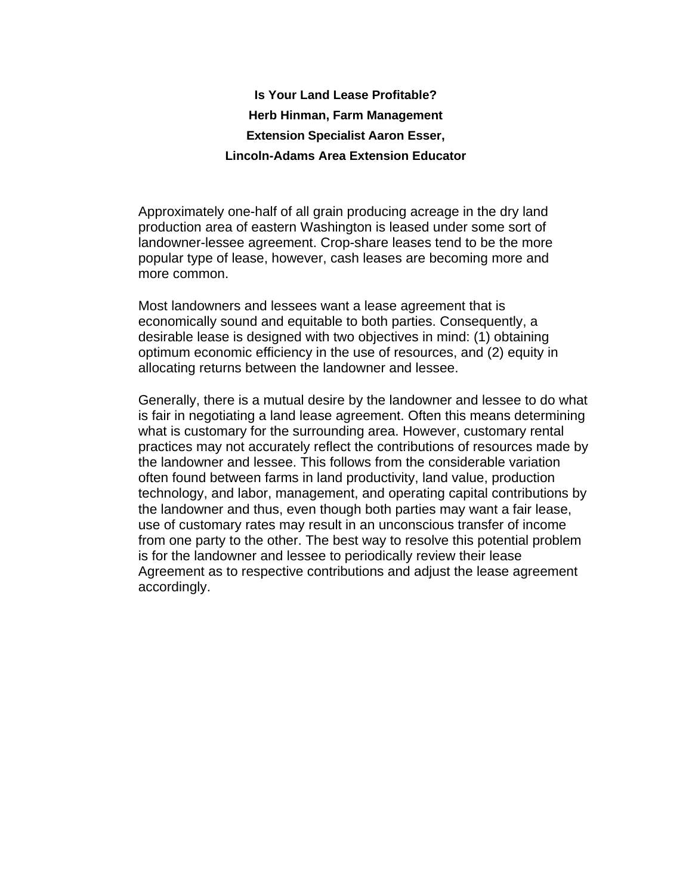**Is Your Land Lease Profitable?**

**Herb Hinman, Farm Management**

**Extension Specialist Aaron Esser,**

**Lincoln-Adams Area Extension Educator**

Approximately one-half of all grain producing acreage in the dry land production area of eastern Washington is leased under some sort of landowner-lessee agreement. Crop-share leases tend to be the more popular type of lease, however, cash leases are becoming more and more common.

Most landowners and lessees want a lease agreement that is economically sound and equitable to both parties. Consequently, a desirable lease is designed with two objectives in mind: (1) obtaining optimum economic efficiency in the use of resources, and (2) equity in allocating returns between the landowner and lessee.

Generally, there is a mutual desire by the landowner and lessee to do what is fair in negotiating a land lease agreement. Often this means determining what is customary for the surrounding area. However, customary rental practices may not accurately reflect the contributions of resources made by the landowner and lessee. This follows from the considerable variation often found between farms in land productivity, land value, production technology, and labor, management, and operating capital contributions by the landowner and thus, even though both parties may want a fair lease, use of customary rates may result in an unconscious transfer of income from one party to the other. The best way to resolve this potential problem is for the landowner and lessee to periodically review their lease Agreement as to respective contributions and adjust the lease agreement accordingly.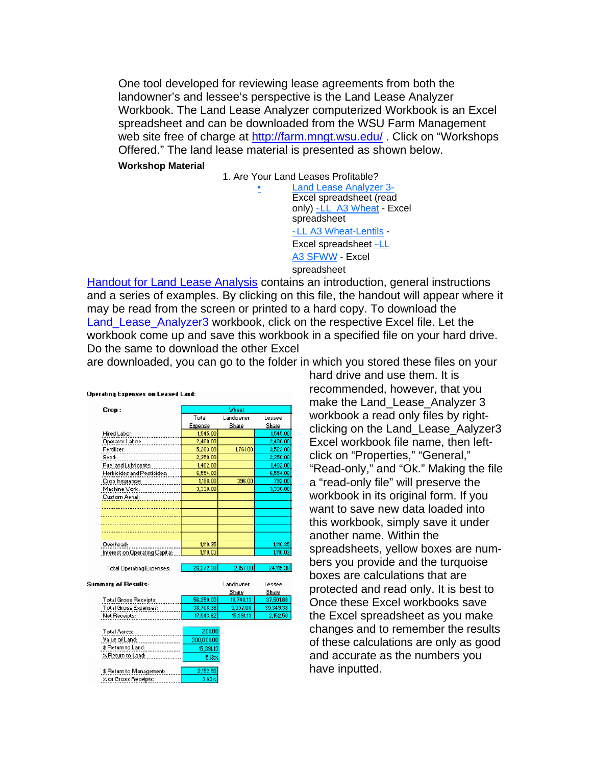One tool developed for reviewing lease agreements from both the landowner's and lessee's perspective is the Land Lease Analyzer Workbook. The Land Lease Analyzer computerized Workbook is an Excel spreadsheet and can be downloaded from the WSU Farm Management web site free of charge at http://farm.mngt.wsu.edu/ . Click on "Workshops Offered." The land lease material is presented as shown below.

**Workshop Material**

1. Are Your Land Leases Profitable?
   - Land Lease Analyzer 3- Excel spreadsheet (read only) ~LL_A3 Wheat - Excel spreadsheet ~LL A3 Wheat-Lentils - Excel spreadsheet ~LL A3 SFWW - Excel spreadsheet

Handout for Land Lease Analysis contains an introduction, general instructions and a series of examples. By clicking on this file, the handout will appear where it may be read from the screen or printed to a hard copy. To download the Land_Lease_Analyzer3 workbook, click on the respective Excel file. Let the workbook come up and save this workbook in a specified file on your hard drive. Do the same to download the other Excel are downloaded, you can go to the folder in which you stored these files on your hard drive and use them. It is recommended, however, that you make the Land_Lease_Analyzer 3 workbook a read only files by right-clicking on the Land_Lease_Aalyzer3 Excel workbook file name, then left-click on "Properties," "General," "Read-only," and "Ok." Making the file a "read-only file" will preserve the workbook in its original form. If you want to save new data loaded into this workbook, simply save it under another name. Within the spreadsheets, yellow boxes are numbers you provide and the turquoise boxes are calculations that are protected and read only. It is best to Once these Excel workbooks save the Excel spreadsheet as you make changes and to remember the results of these calculations are only as good and accurate as the numbers you have inputted.

**Operating Expenses on Leased Land:**

| Crop: | Wheat | | |
|---|---|---|---|
| | Total Expense | Landowner Share | Lessee Share |
| Hired Labor: | 1,545.00 | | 1,545.00 |
| Operator Labor: | 2,400.00 | | 2,400.00 |
| Fertilizer: | 5,283.00 | 1,761.00 | 3,522.00 |
| Seed: | 2,350.00 | | 2,350.00 |
| Fuel and Lubricants: | 1,402.00 | | 1,402.00 |
| Herbicides and Pesticides: | 6,554.00 | | 6,554.00 |
| Crop Insurance: | 1,188.00 | 396.00 | 792.00 |
| Machine Work: | 3,330.00 | | 3,330.00 |
| Custom Aerial: | | | |
| | | | |
| | | | |
| | | | |
| | | | |
| | | | |
| Overhead: | 1,110.35 | | 1,110.35 |
| Interest on Operating Capital: | 1,110.03 | | 1,110.03 |
| Total Operating Expenses: | 26,272.38 | 2,157.00 | 24,115.38 |

**Summary of Results:**

| | Total | Landowner Share | Lessee Share |
|---|---|---|---|
| Total Gross Receipts: | 56,250.00 | 18,748.13 | 37,501.88 |
| Total Gross Expenses: | 38,706.38 | 3,357.00 | 35,349.38 |
| Net Receipts: | 17,543.62 | 15,391.13 | 2,152.50 |

| | |
|---|---|
| Total Acres: | 200.00 |
| Value of Land: | 300,000.00 |
| $ Return to Land: | 15,391.13 |
| % Return to Land: | 5.13% |
| $ Return to Management: | 2,152.50 |
| % of Gross Receipts: | 3.83% |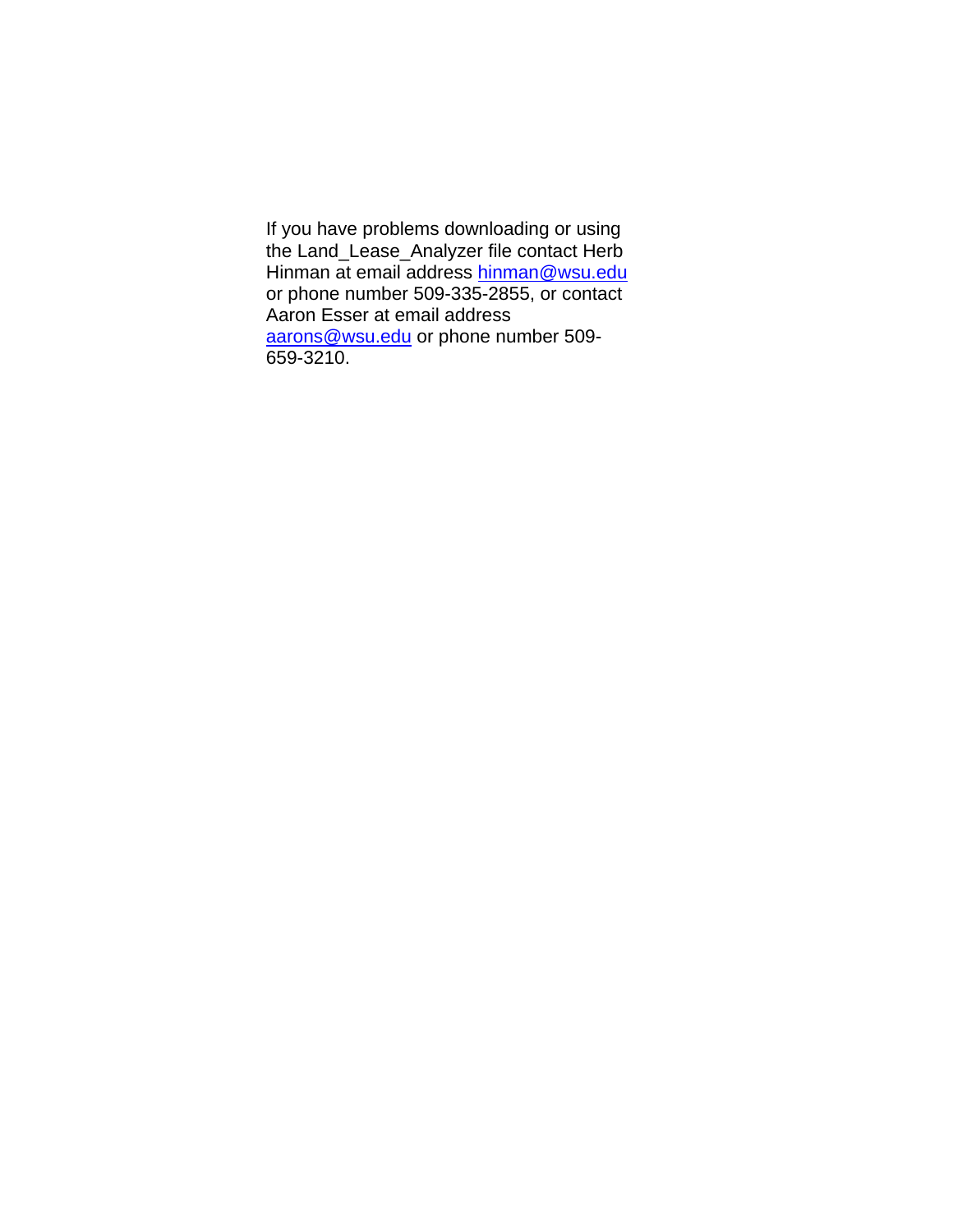If you have problems downloading or using the Land_Lease_Analyzer file contact Herb Hinman at email address [hinman@wsu.edu](mailto:hinman@wsu.edu) or phone number 509-335-2855, or contact Aaron Esser at email address [aarons@wsu.edu](mailto:aarons@wsu.edu) or phone number 509-659-3210.